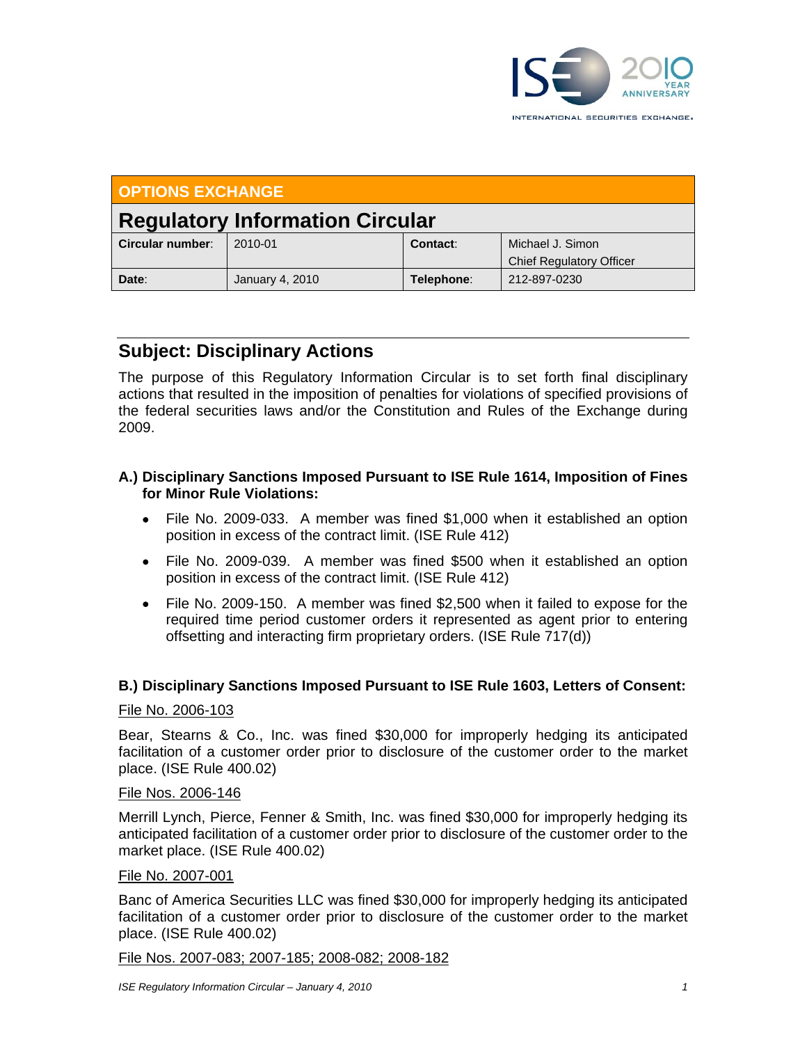## OPTIONS EXCHANGE

# Regulatory Information Circular

| Circular number: | 2010-01 | Contact: | Michael J. Simon<br>Chief Regulatory Officer |
| --- | --- | --- | --- |
| Date: | January 4, 2010 | Telephone: | 212-897-0230 |

## Subject: Disciplinary Actions

The purpose of this Regulatory Information Circular is to set forth final disciplinary actions that resulted in the imposition of penalties for violations of specified provisions of the federal securities laws and/or the Constitution and Rules of the Exchange during 2009.

### A.) Disciplinary Sanctions Imposed Pursuant to ISE Rule 1614, Imposition of Fines for Minor Rule Violations:

- File No. 2009-033. A member was fined $1,000 when it established an option position in excess of the contract limit. (ISE Rule 412)
- File No. 2009-039. A member was fined $500 when it established an option position in excess of the contract limit. (ISE Rule 412)
- File No. 2009-150. A member was fined $2,500 when it failed to expose for the required time period customer orders it represented as agent prior to entering offsetting and interacting firm proprietary orders. (ISE Rule 717(d))

### B.) Disciplinary Sanctions Imposed Pursuant to ISE Rule 1603, Letters of Consent:

File No. 2006-103

Bear, Stearns & Co., Inc. was fined $30,000 for improperly hedging its anticipated facilitation of a customer order prior to disclosure of the customer order to the market place. (ISE Rule 400.02)

File Nos. 2006-146

Merrill Lynch, Pierce, Fenner & Smith, Inc. was fined $30,000 for improperly hedging its anticipated facilitation of a customer order prior to disclosure of the customer order to the market place. (ISE Rule 400.02)

File No. 2007-001

Banc of America Securities LLC was fined $30,000 for improperly hedging its anticipated facilitation of a customer order prior to disclosure of the customer order to the market place. (ISE Rule 400.02)

File Nos. 2007-083; 2007-185; 2008-082; 2008-182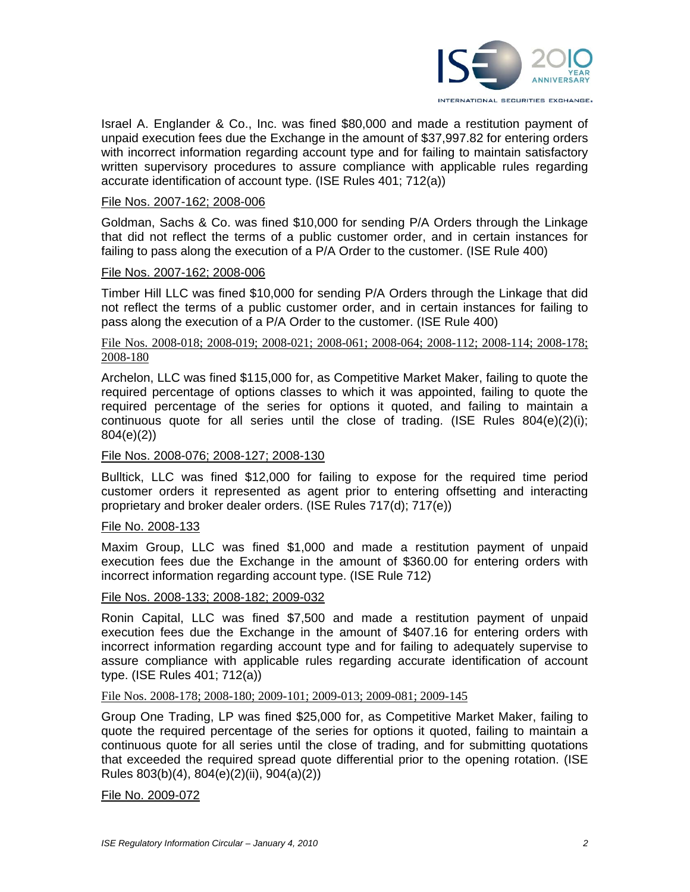Israel A. Englander & Co., Inc. was fined $80,000 and made a restitution payment of unpaid execution fees due the Exchange in the amount of $37,997.82 for entering orders with incorrect information regarding account type and for failing to maintain satisfactory written supervisory procedures to assure compliance with applicable rules regarding accurate identification of account type. (ISE Rules 401; 712(a))

File Nos. 2007-162; 2008-006

Goldman, Sachs & Co. was fined $10,000 for sending P/A Orders through the Linkage that did not reflect the terms of a public customer order, and in certain instances for failing to pass along the execution of a P/A Order to the customer. (ISE Rule 400)

File Nos. 2007-162; 2008-006

Timber Hill LLC was fined $10,000 for sending P/A Orders through the Linkage that did not reflect the terms of a public customer order, and in certain instances for failing to pass along the execution of a P/A Order to the customer. (ISE Rule 400)

File Nos. 2008-018; 2008-019; 2008-021; 2008-061; 2008-064; 2008-112; 2008-114; 2008-178; 2008-180

Archelon, LLC was fined $115,000 for, as Competitive Market Maker, failing to quote the required percentage of options classes to which it was appointed, failing to quote the required percentage of the series for options it quoted, and failing to maintain a continuous quote for all series until the close of trading. (ISE Rules 804(e)(2)(i); 804(e)(2))

File Nos. 2008-076; 2008-127; 2008-130

Bulltick, LLC was fined $12,000 for failing to expose for the required time period customer orders it represented as agent prior to entering offsetting and interacting proprietary and broker dealer orders. (ISE Rules 717(d); 717(e))

File No. 2008-133

Maxim Group, LLC was fined $1,000 and made a restitution payment of unpaid execution fees due the Exchange in the amount of $360.00 for entering orders with incorrect information regarding account type. (ISE Rule 712)

File Nos. 2008-133; 2008-182; 2009-032

Ronin Capital, LLC was fined $7,500 and made a restitution payment of unpaid execution fees due the Exchange in the amount of $407.16 for entering orders with incorrect information regarding account type and for failing to adequately supervise to assure compliance with applicable rules regarding accurate identification of account type. (ISE Rules 401; 712(a))

File Nos. 2008-178; 2008-180; 2009-101; 2009-013; 2009-081; 2009-145

Group One Trading, LP was fined $25,000 for, as Competitive Market Maker, failing to quote the required percentage of the series for options it quoted, failing to maintain a continuous quote for all series until the close of trading, and for submitting quotations that exceeded the required spread quote differential prior to the opening rotation. (ISE Rules 803(b)(4), 804(e)(2)(ii), 904(a)(2))

File No. 2009-072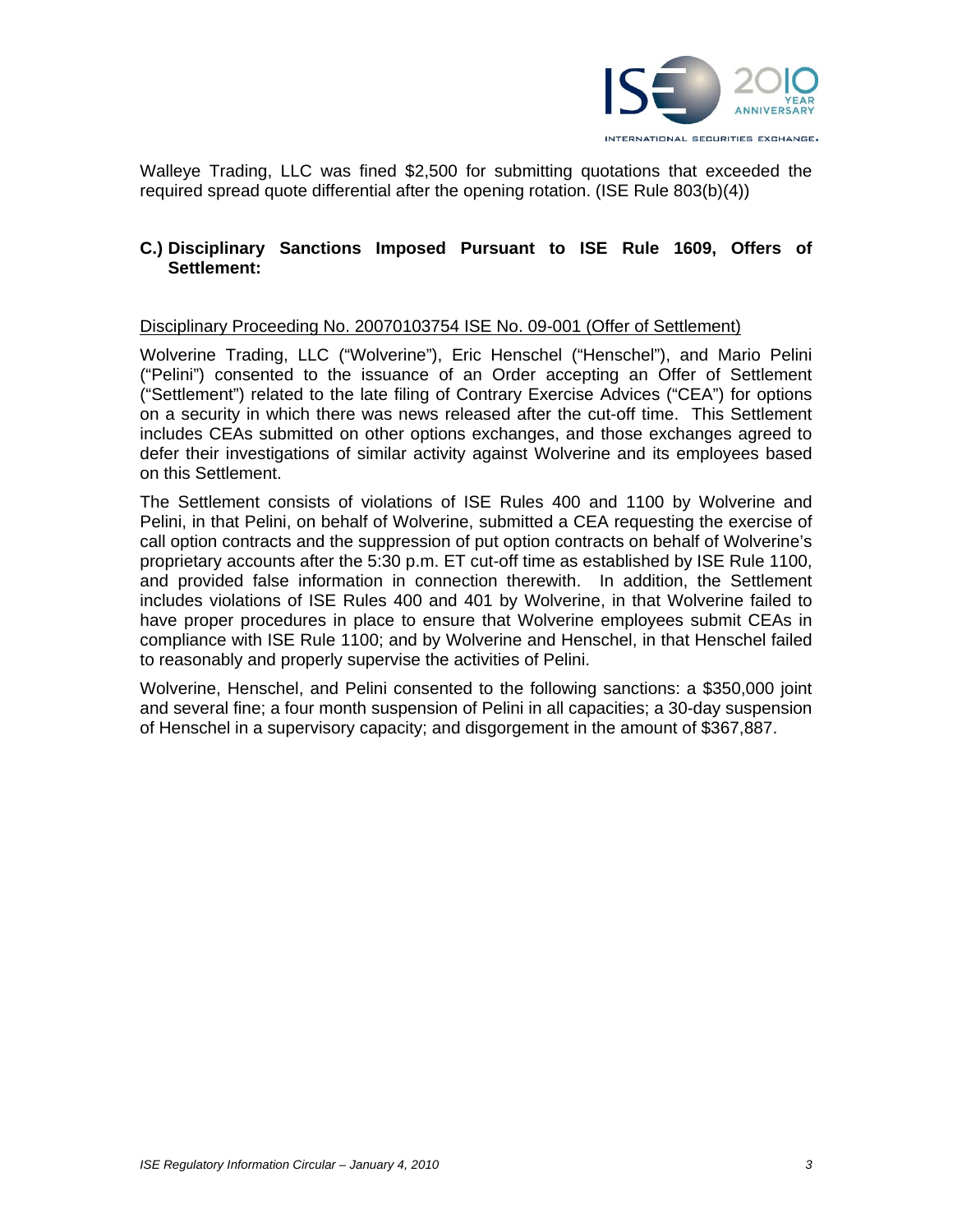Walleye Trading, LLC was fined $2,500 for submitting quotations that exceeded the required spread quote differential after the opening rotation. (ISE Rule 803(b)(4))

## C.) Disciplinary Sanctions Imposed Pursuant to ISE Rule 1609, Offers of Settlement:

Disciplinary Proceeding No. 20070103754 ISE No. 09-001 (Offer of Settlement)

Wolverine Trading, LLC ("Wolverine"), Eric Henschel ("Henschel"), and Mario Pelini ("Pelini") consented to the issuance of an Order accepting an Offer of Settlement ("Settlement") related to the late filing of Contrary Exercise Advices ("CEA") for options on a security in which there was news released after the cut-off time. This Settlement includes CEAs submitted on other options exchanges, and those exchanges agreed to defer their investigations of similar activity against Wolverine and its employees based on this Settlement.

The Settlement consists of violations of ISE Rules 400 and 1100 by Wolverine and Pelini, in that Pelini, on behalf of Wolverine, submitted a CEA requesting the exercise of call option contracts and the suppression of put option contracts on behalf of Wolverine's proprietary accounts after the 5:30 p.m. ET cut-off time as established by ISE Rule 1100, and provided false information in connection therewith. In addition, the Settlement includes violations of ISE Rules 400 and 401 by Wolverine, in that Wolverine failed to have proper procedures in place to ensure that Wolverine employees submit CEAs in compliance with ISE Rule 1100; and by Wolverine and Henschel, in that Henschel failed to reasonably and properly supervise the activities of Pelini.

Wolverine, Henschel, and Pelini consented to the following sanctions: a $350,000 joint and several fine; a four month suspension of Pelini in all capacities; a 30-day suspension of Henschel in a supervisory capacity; and disgorgement in the amount of $367,887.